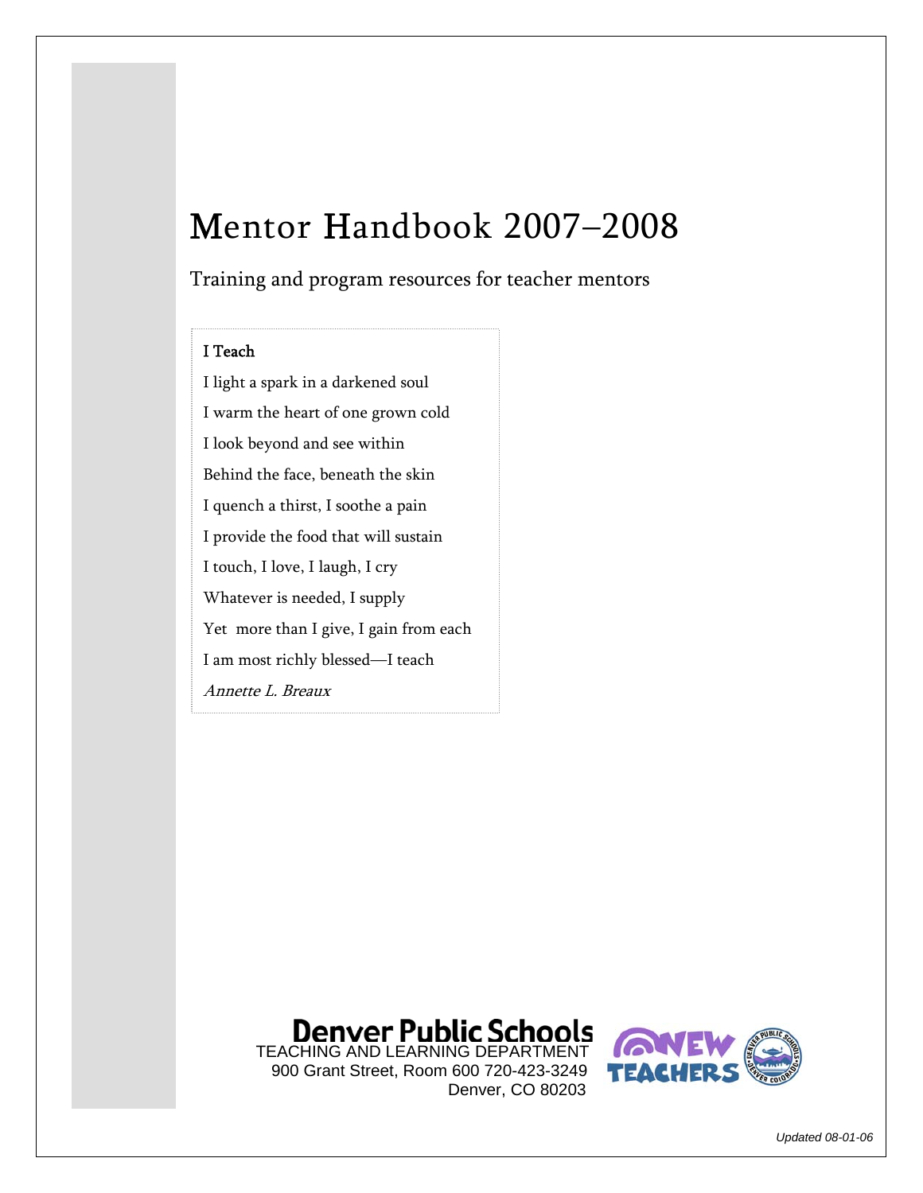# Mentor Handbook 2007–2008

Training and program resources for teacher mentors

**I Teach**

I light a spark in a darkened soul

I warm the heart of one grown cold

I look beyond and see within

Behind the face, beneath the skin

I quench a thirst, I soothe a pain

I provide the food that will sustain

I touch, I love, I laugh, I cry

Whatever is needed, I supply

Yet more than I give, I gain from each

I am most richly blessed—I teach

*Annette L. Breaux*

**Denver Public Schools**
TEACHING AND LEARNING DEPARTMENT
900 Grant Street, Room 600 720-423-3249
Denver, CO 80203

NEW TEACHERS

*Updated 08-01-06*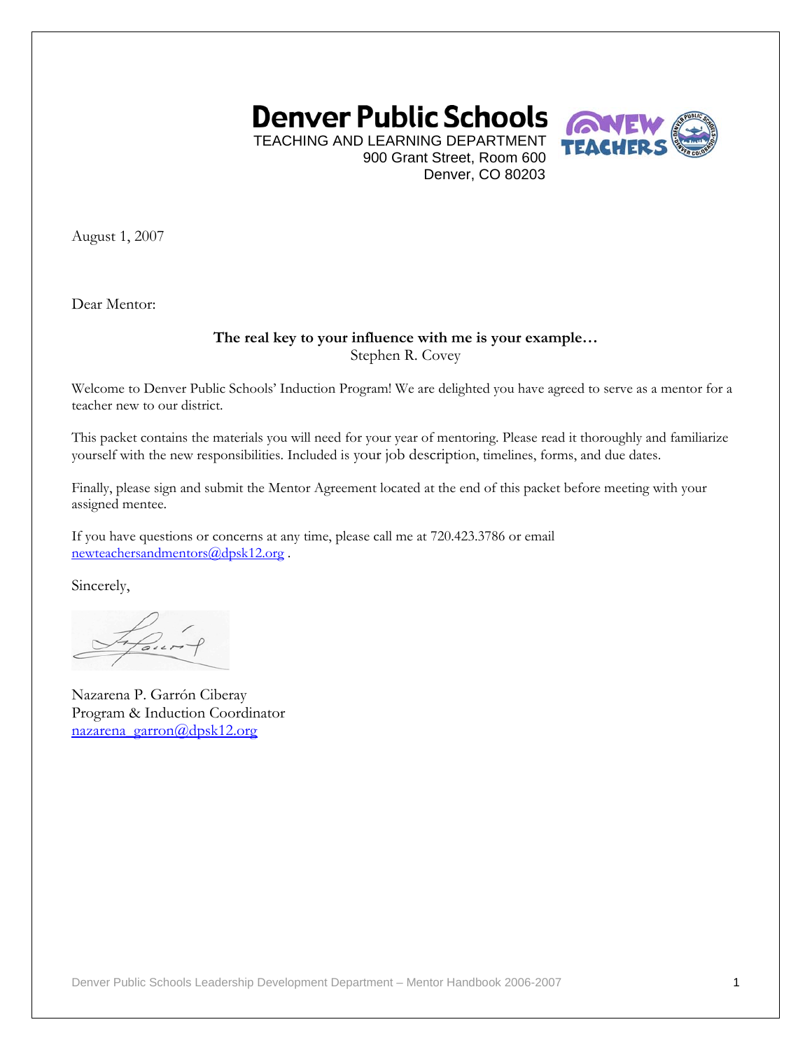# Denver Public Schools

TEACHING AND LEARNING DEPARTMENT
900 Grant Street, Room 600
Denver, CO 80203

August 1, 2007

Dear Mentor:

**The real key to your influence with me is your example…**
Stephen R. Covey

Welcome to Denver Public Schools' Induction Program! We are delighted you have agreed to serve as a mentor for a teacher new to our district.

This packet contains the materials you will need for your year of mentoring. Please read it thoroughly and familiarize yourself with the new responsibilities. Included is your job description, timelines, forms, and due dates.

Finally, please sign and submit the Mentor Agreement located at the end of this packet before meeting with your assigned mentee.

If you have questions or concerns at any time, please call me at 720.423.3786 or email newteachersandmentors@dpsk12.org .

Sincerely,

Nazarena P. Garrón Ciberay
Program & Induction Coordinator
nazarena_garron@dpsk12.org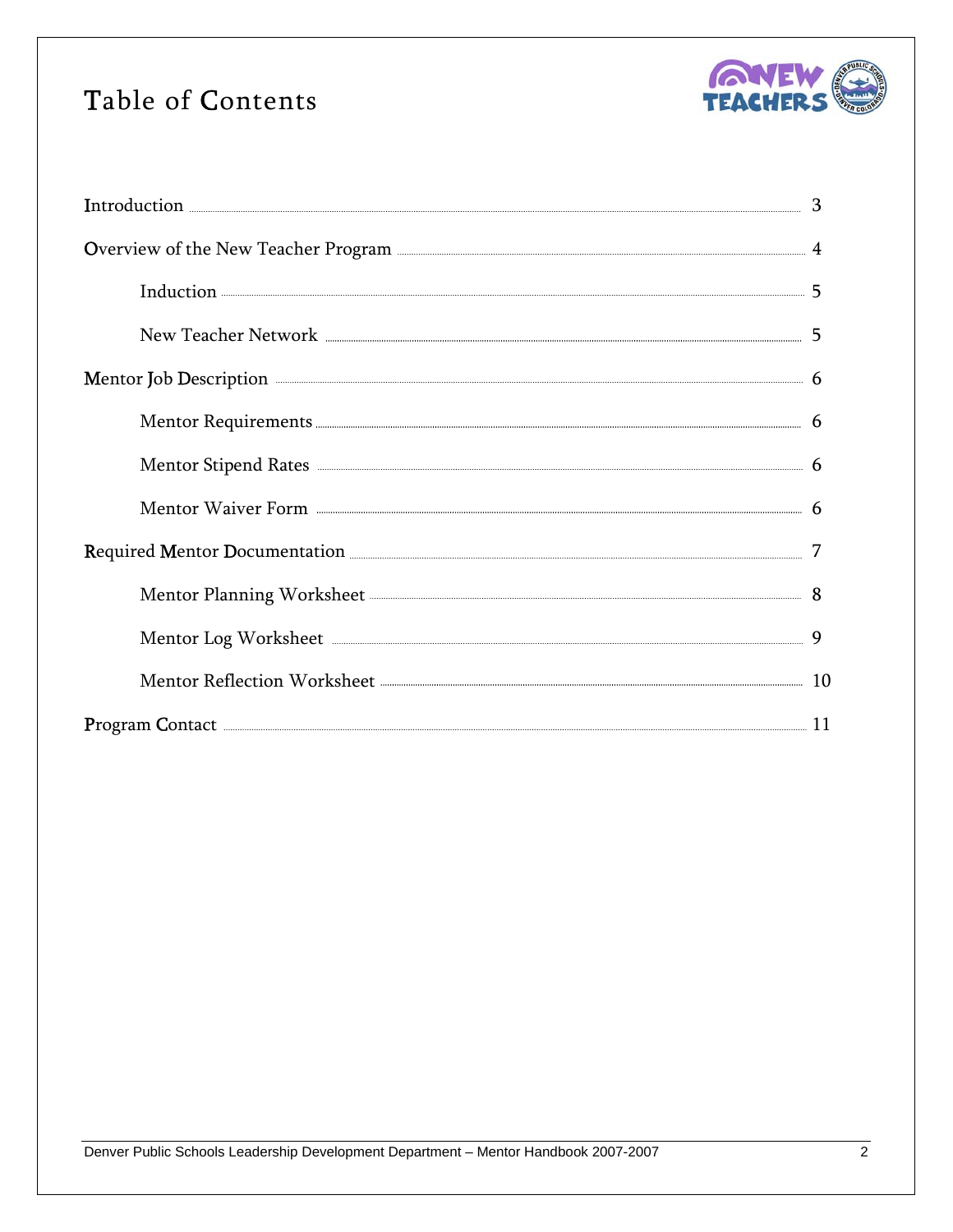# Table of Contents

- Introduction ........ 3
- Overview of the New Teacher Program ........ 4
  - Induction ........ 5
  - New Teacher Network ........ 5
- Mentor Job Description ........ 6
  - Mentor Requirements ........ 6
  - Mentor Stipend Rates ........ 6
  - Mentor Waiver Form ........ 6
- Required Mentor Documentation ........ 7
  - Mentor Planning Worksheet ........ 8
  - Mentor Log Worksheet ........ 9
  - Mentor Reflection Worksheet ........ 10
- Program Contact ........ 11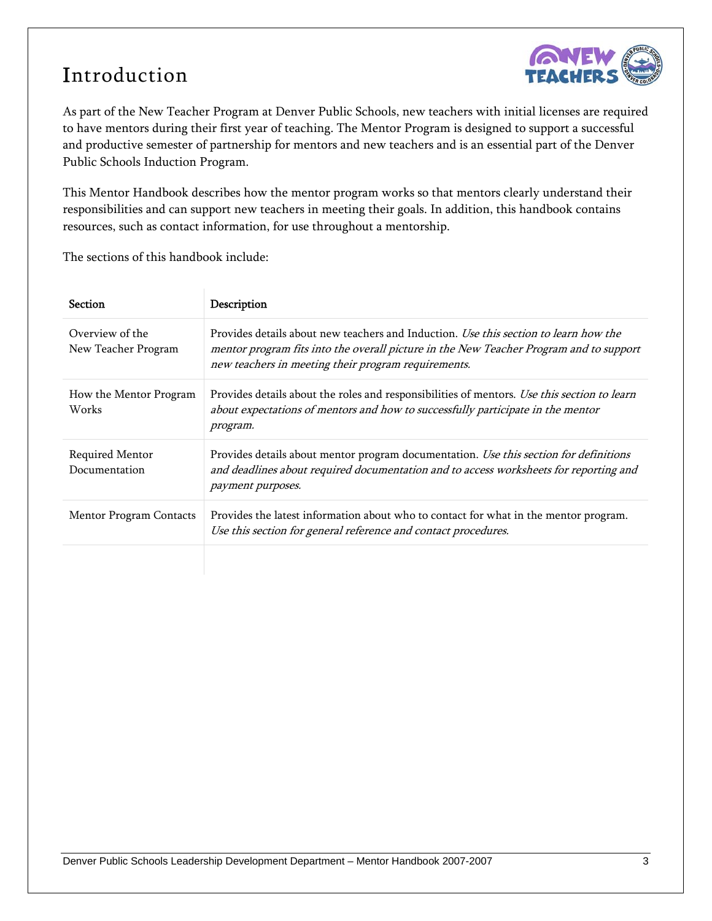# Introduction

As part of the New Teacher Program at Denver Public Schools, new teachers with initial licenses are required to have mentors during their first year of teaching. The Mentor Program is designed to support a successful and productive semester of partnership for mentors and new teachers and is an essential part of the Denver Public Schools Induction Program.

This Mentor Handbook describes how the mentor program works so that mentors clearly understand their responsibilities and can support new teachers in meeting their goals. In addition, this handbook contains resources, such as contact information, for use throughout a mentorship.

The sections of this handbook include:

| Section | Description |
|---|---|
| Overview of the New Teacher Program | Provides details about new teachers and Induction. *Use this section to learn how the mentor program fits into the overall picture in the New Teacher Program and to support new teachers in meeting their program requirements.* |
| How the Mentor Program Works | Provides details about the roles and responsibilities of mentors. *Use this section to learn about expectations of mentors and how to successfully participate in the mentor program.* |
| Required Mentor Documentation | Provides details about mentor program documentation. *Use this section for definitions and deadlines about required documentation and to access worksheets for reporting and payment purposes.* |
| Mentor Program Contacts | Provides the latest information about who to contact for what in the mentor program. *Use this section for general reference and contact procedures.* |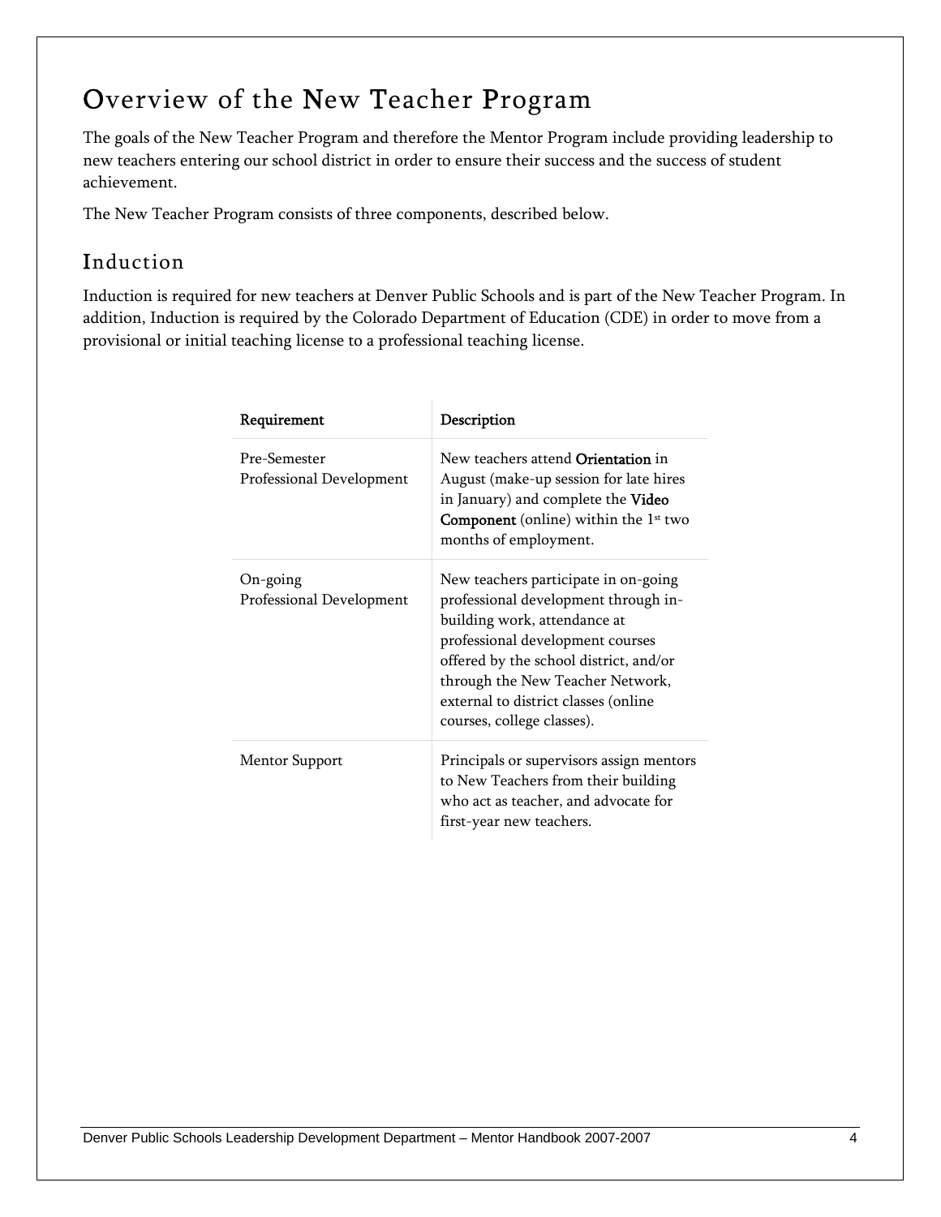# Overview of the New Teacher Program

The goals of the New Teacher Program and therefore the Mentor Program include providing leadership to new teachers entering our school district in order to ensure their success and the success of student achievement.

The New Teacher Program consists of three components, described below.

## Induction

Induction is required for new teachers at Denver Public Schools and is part of the New Teacher Program. In addition, Induction is required by the Colorado Department of Education (CDE) in order to move from a provisional or initial teaching license to a professional teaching license.

| Requirement | Description |
|---|---|
| Pre-Semester Professional Development | New teachers attend **Orientation** in August (make-up session for late hires in January) and complete the **Video Component** (online) within the 1st two months of employment. |
| On-going Professional Development | New teachers participate in on-going professional development through in-building work, attendance at professional development courses offered by the school district, and/or through the New Teacher Network, external to district classes (online courses, college classes). |
| Mentor Support | Principals or supervisors assign mentors to New Teachers from their building who act as teacher, and advocate for first-year new teachers. |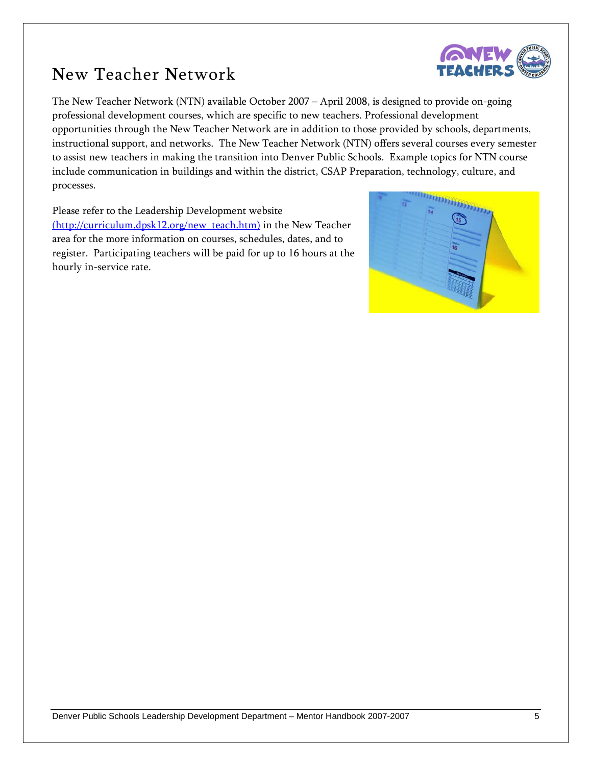# New Teacher Network

The New Teacher Network (NTN) available October 2007 – April 2008, is designed to provide on-going professional development courses, which are specific to new teachers. Professional development opportunities through the New Teacher Network are in addition to those provided by schools, departments, instructional support, and networks. The New Teacher Network (NTN) offers several courses every semester to assist new teachers in making the transition into Denver Public Schools. Example topics for NTN course include communication in buildings and within the district, CSAP Preparation, technology, culture, and processes.

Please refer to the Leadership Development website (http://curriculum.dpsk12.org/new_teach.htm) in the New Teacher area for the more information on courses, schedules, dates, and to register. Participating teachers will be paid for up to 16 hours at the hourly in-service rate.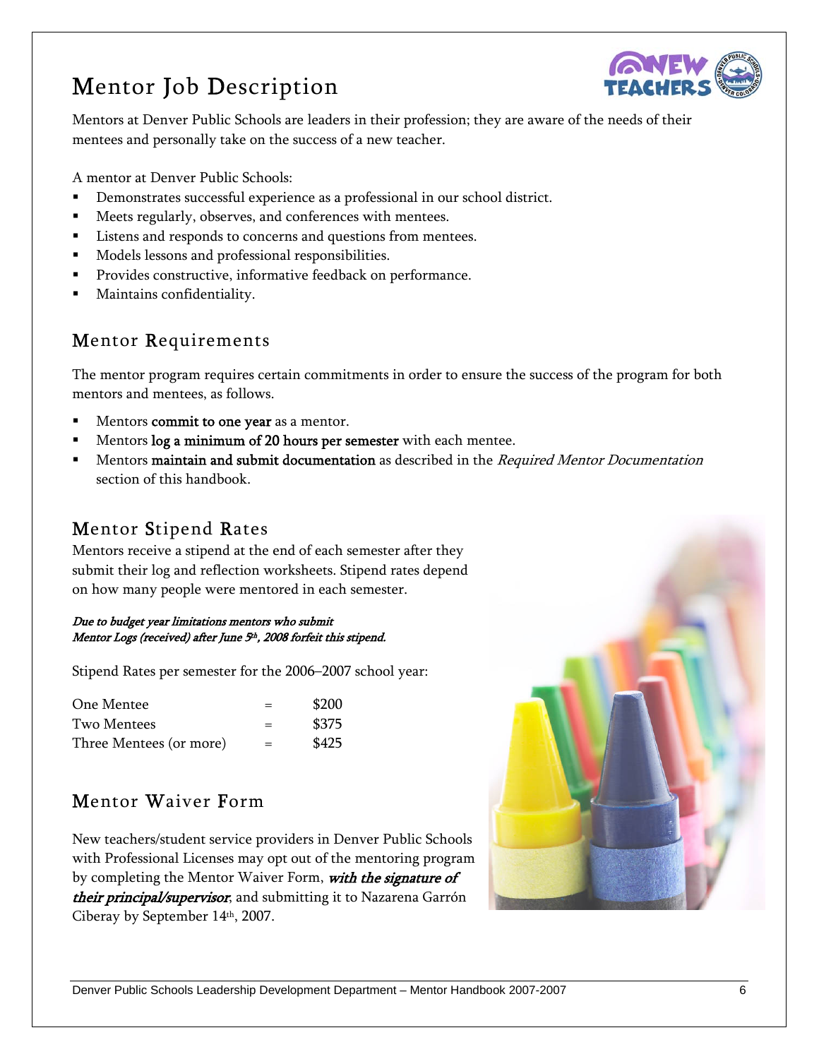# Mentor Job Description

Mentors at Denver Public Schools are leaders in their profession; they are aware of the needs of their mentees and personally take on the success of a new teacher.

A mentor at Denver Public Schools:

- Demonstrates successful experience as a professional in our school district.
- Meets regularly, observes, and conferences with mentees.
- Listens and responds to concerns and questions from mentees.
- Models lessons and professional responsibilities.
- Provides constructive, informative feedback on performance.
- Maintains confidentiality.

## Mentor Requirements

The mentor program requires certain commitments in order to ensure the success of the program for both mentors and mentees, as follows.

- Mentors **commit to one year** as a mentor.
- Mentors **log a minimum of 20 hours per semester** with each mentee.
- Mentors **maintain and submit documentation** as described in the *Required Mentor Documentation* section of this handbook.

## Mentor Stipend Rates

Mentors receive a stipend at the end of each semester after they submit their log and reflection worksheets. Stipend rates depend on how many people were mentored in each semester.

***Due to budget year limitations mentors who submit Mentor Logs (received) after June 5th, 2008 forfeit this stipend.***

Stipend Rates per semester for the 2006–2007 school year:

| | | |
|---|---|---|
| One Mentee | = | $200 |
| Two Mentees | = | $375 |
| Three Mentees (or more) | = | $425 |

## Mentor Waiver Form

New teachers/student service providers in Denver Public Schools with Professional Licenses may opt out of the mentoring program by completing the Mentor Waiver Form, ***with the signature of their principal/supervisor***, and submitting it to Nazarena Garrón Ciberay by September 14th, 2007.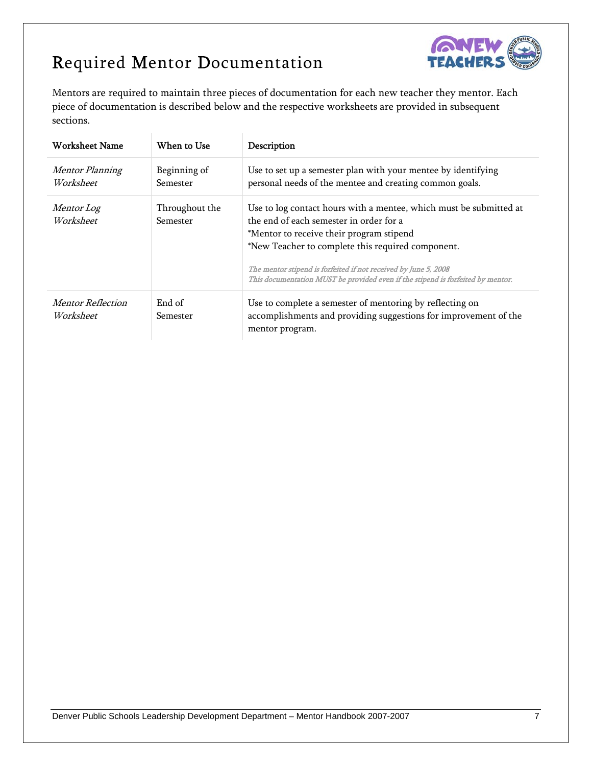# Required Mentor Documentation

Mentors are required to maintain three pieces of documentation for each new teacher they mentor. Each piece of documentation is described below and the respective worksheets are provided in subsequent sections.

| Worksheet Name | When to Use | Description |
|---|---|---|
| *Mentor Planning Worksheet* | Beginning of Semester | Use to set up a semester plan with your mentee by identifying personal needs of the mentee and creating common goals. |
| *Mentor Log Worksheet* | Throughout the Semester | Use to log contact hours with a mentee, which must be submitted at the end of each semester in order for a<br>*Mentor to receive their program stipend<br>*New Teacher to complete this required component.<br><br>*The mentor stipend is forfeited if not received by June 5, 2008*<br>*This documentation MUST be provided even if the stipend is forfeited by mentor.* |
| *Mentor Reflection Worksheet* | End of Semester | Use to complete a semester of mentoring by reflecting on accomplishments and providing suggestions for improvement of the mentor program. |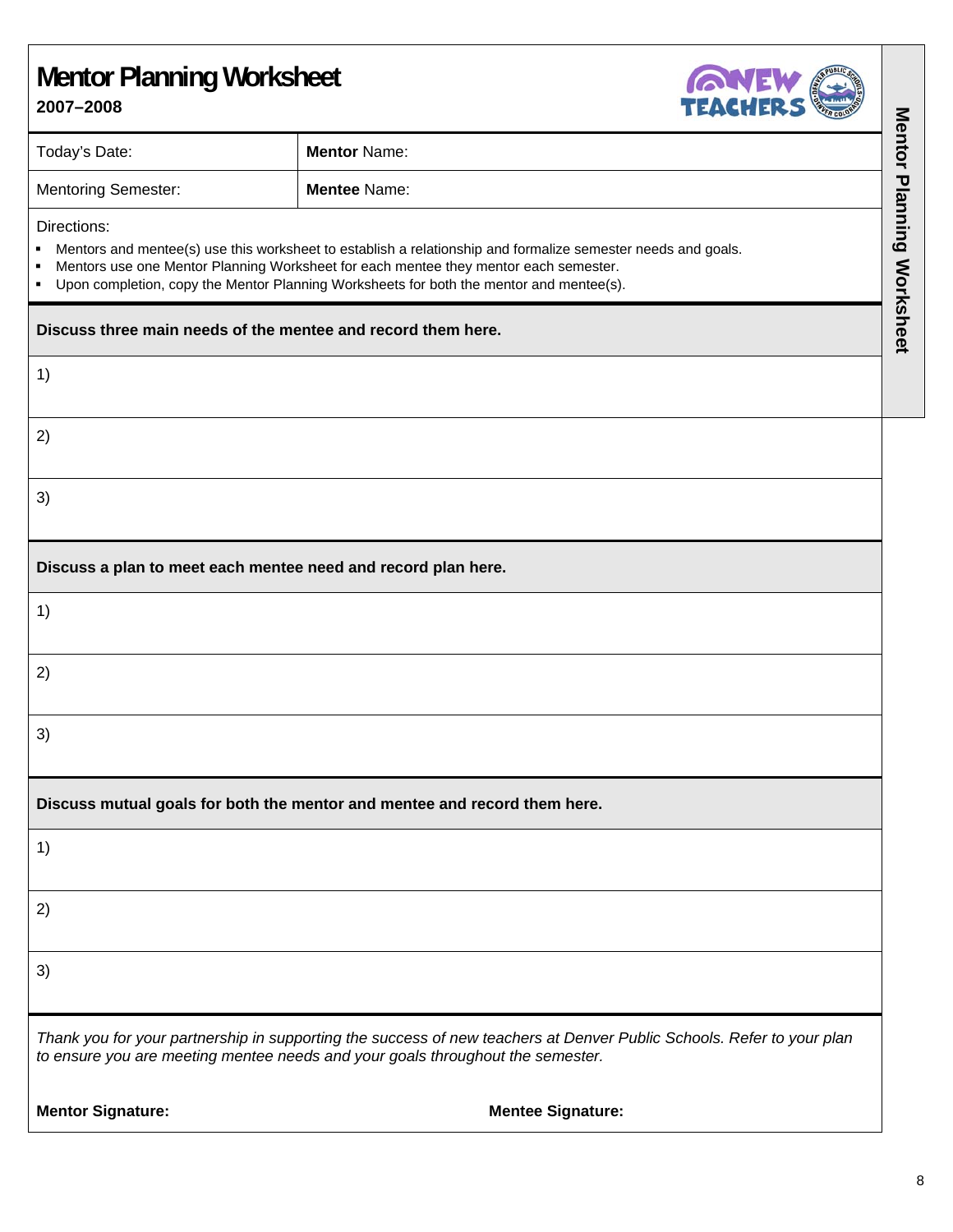# Mentor Planning Worksheet

**2007–2008**

| Today's Date: | **Mentor** Name: |
|---|---|
| Mentoring Semester: | **Mentee** Name: |

Directions:

- Mentors and mentee(s) use this worksheet to establish a relationship and formalize semester needs and goals.
- Mentors use one Mentor Planning Worksheet for each mentee they mentor each semester.
- Upon completion, copy the Mentor Planning Worksheets for both the mentor and mentee(s).

**Discuss three main needs of the mentee and record them here.**

1)

2)

3)

**Discuss a plan to meet each mentee need and record plan here.**

1)

2)

3)

**Discuss mutual goals for both the mentor and mentee and record them here.**

1)

2)

3)

*Thank you for your partnership in supporting the success of new teachers at Denver Public Schools. Refer to your plan to ensure you are meeting mentee needs and your goals throughout the semester.*

**Mentor Signature:**

**Mentee Signature:**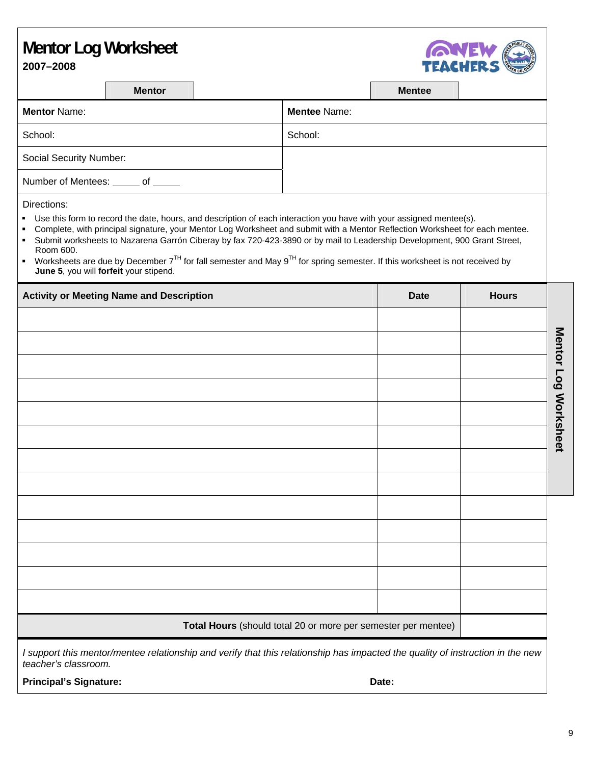# Mentor Log Worksheet

**2007–2008**

| Mentor | Mentee |
|---|---|
| **Mentor** Name: | **Mentee** Name: |
| School: | School: |
| Social Security Number: | |
| Number of Mentees: _____ of _____ | |

Directions:

- Use this form to record the date, hours, and description of each interaction you have with your assigned mentee(s).
- Complete, with principal signature, your Mentor Log Worksheet and submit with a Mentor Reflection Worksheet for each mentee.
- Submit worksheets to Nazarena Garrón Ciberay by fax 720-423-3890 or by mail to Leadership Development, 900 Grant Street, Room 600.
- Worksheets are due by December 7TH for fall semester and May 9TH for spring semester. If this worksheet is not received by **June 5**, you will **forfeit** your stipend.

| Activity or Meeting Name and Description | Date | Hours |
|---|---|---|
| | | |
| | | |
| | | |
| | | |
| | | |
| | | |
| | | |
| | | |
| | | |
| | | |
| | | |
| | | |
| | | |
| **Total Hours** (should total 20 or more per semester per mentee) | | |

*I support this mentor/mentee relationship and verify that this relationship has impacted the quality of instruction in the new teacher's classroom.*

**Principal's Signature:** **Date:**

Mentor Log Worksheet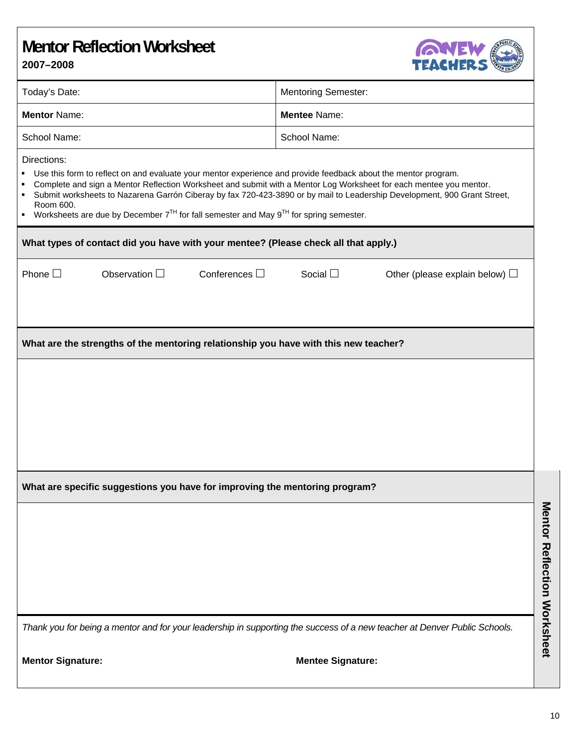# Mentor Reflection Worksheet

**2007–2008**

| Today's Date: | Mentoring Semester: |
|---|---|
| **Mentor** Name: | **Mentee** Name: |
| School Name: | School Name: |

Directions:

- Use this form to reflect on and evaluate your mentor experience and provide feedback about the mentor program.
- Complete and sign a Mentor Reflection Worksheet and submit with a Mentor Log Worksheet for each mentee you mentor.
- Submit worksheets to Nazarena Garrón Ciberay by fax 720-423-3890 or by mail to Leadership Development, 900 Grant Street, Room 600.
- Worksheets are due by December 7TH for fall semester and May 9TH for spring semester.

**What types of contact did you have with your mentee? (Please check all that apply.)**

Phone ☐ Observation ☐ Conferences ☐ Social ☐ Other (please explain below) ☐

**What are the strengths of the mentoring relationship you have with this new teacher?**

**What are specific suggestions you have for improving the mentoring program?**

*Thank you for being a mentor and for your leadership in supporting the success of a new teacher at Denver Public Schools.*

**Mentor Signature:** **Mentee Signature:**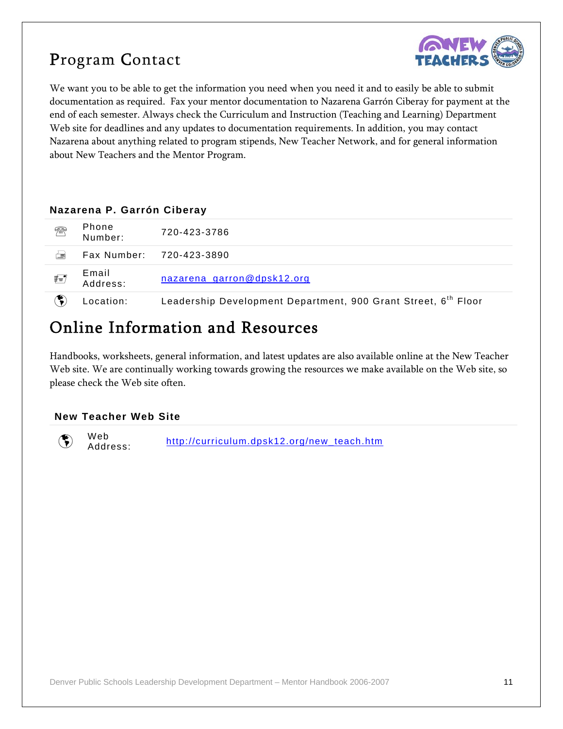# Program Contact

We want you to be able to get the information you need when you need it and to easily be able to submit documentation as required. Fax your mentor documentation to Nazarena Garrón Ciberay for payment at the end of each semester. Always check the Curriculum and Instruction (Teaching and Learning) Department Web site for deadlines and any updates to documentation requirements. In addition, you may contact Nazarena about anything related to program stipends, New Teacher Network, and for general information about New Teachers and the Mentor Program.

### Nazarena P. Garrón Ciberay

| | |
|---|---|
| Phone Number: | 720-423-3786 |
| Fax Number: | 720-423-3890 |
| Email Address: | nazarena_garron@dpsk12.org |
| Location: | Leadership Development Department, 900 Grant Street, 6th Floor |

# Online Information and Resources

Handbooks, worksheets, general information, and latest updates are also available online at the New Teacher Web site. We are continually working towards growing the resources we make available on the Web site, so please check the Web site often.

### New Teacher Web Site

| | |
|---|---|
| Web Address: | http://curriculum.dpsk12.org/new_teach.htm |